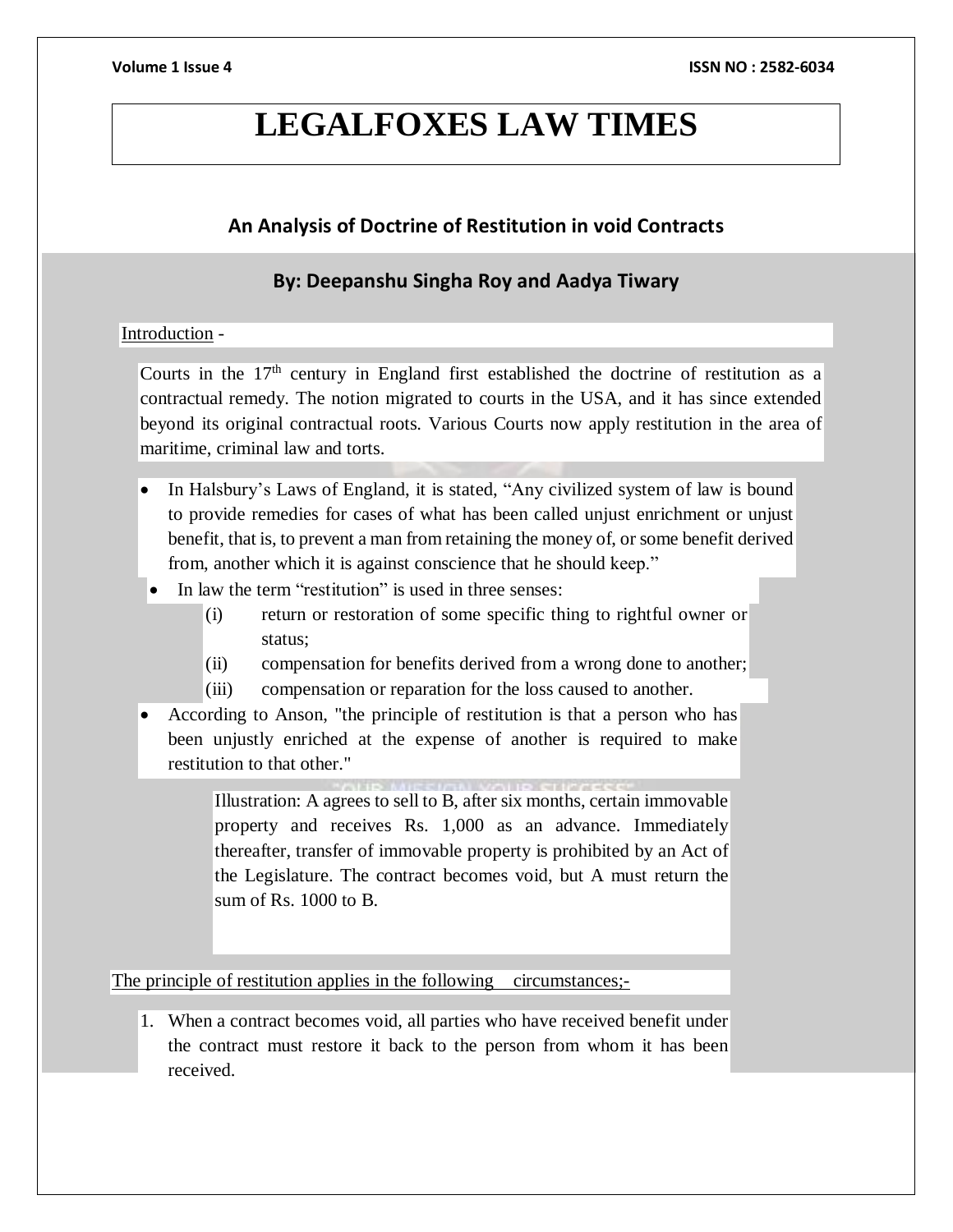# LEGALFOXES LAW TIMES

## An Analysis of Doctrine of Restitution in void Contracts

### By: Deepanshu Singha Roy and Aadya Tiwary

Introduction -

Courts in the 17th century in England first established the doctrine of restitution as a contractual remedy. The notion migrated to courts in the USA, and it has since extended beyond its original contractual roots. Various Courts now apply restitution in the area of maritime, criminal law and torts.

- In Halsbury's Laws of England, it is stated, "Any civilized system of law is bound to provide remedies for cases of what has been called unjust enrichment or unjust benefit, that is, to prevent a man from retaining the money of, or some benefit derived from, another which it is against conscience that he should keep."
- In law the term "restitution" is used in three senses:
  - (i) return or restoration of some specific thing to rightful owner or status;
  - (ii) compensation for benefits derived from a wrong done to another;
  - (iii) compensation or reparation for the loss caused to another.
- According to Anson, "the principle of restitution is that a person who has been unjustly enriched at the expense of another is required to make restitution to that other."

> Illustration: A agrees to sell to B, after six months, certain immovable property and receives Rs. 1,000 as an advance. Immediately thereafter, transfer of immovable property is prohibited by an Act of the Legislature. The contract becomes void, but A must return the sum of Rs. 1000 to B.

The principle of restitution applies in the following circumstances;-

1. When a contract becomes void, all parties who have received benefit under the contract must restore it back to the person from whom it has been received.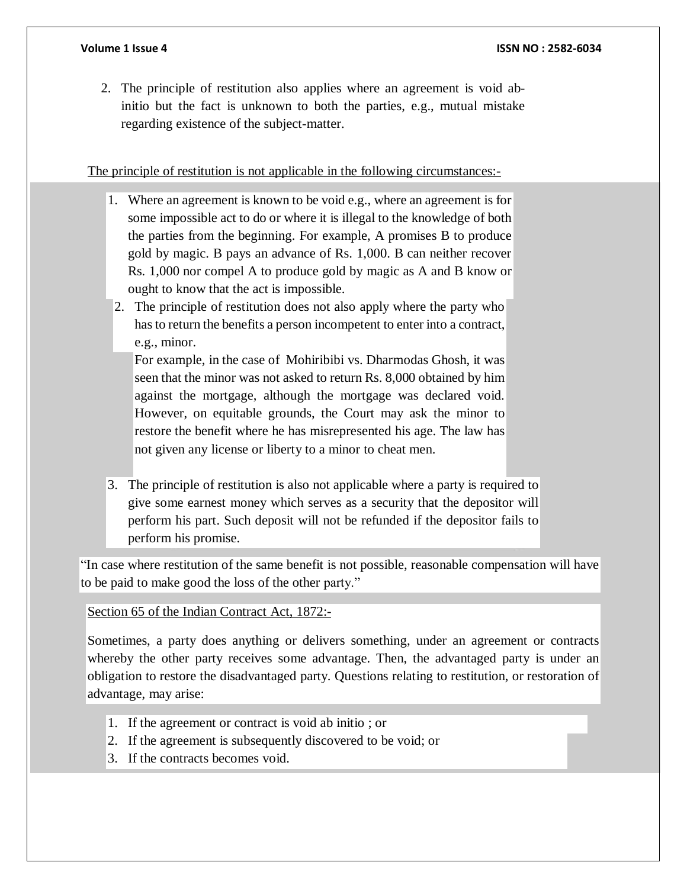2. The principle of restitution also applies where an agreement is void ab-initio but the fact is unknown to both the parties, e.g., mutual mistake regarding existence of the subject-matter.

The principle of restitution is not applicable in the following circumstances:-

1. Where an agreement is known to be void e.g., where an agreement is for some impossible act to do or where it is illegal to the knowledge of both the parties from the beginning. For example, A promises B to produce gold by magic. B pays an advance of Rs. 1,000. B can neither recover Rs. 1,000 nor compel A to produce gold by magic as A and B know or ought to know that the act is impossible.
2. The principle of restitution does not also apply where the party who has to return the benefits a person incompetent to enter into a contract, e.g., minor.

   For example, in the case of Mohiribibi vs. Dharmodas Ghosh, it was seen that the minor was not asked to return Rs. 8,000 obtained by him against the mortgage, although the mortgage was declared void. However, on equitable grounds, the Court may ask the minor to restore the benefit where he has misrepresented his age. The law has not given any license or liberty to a minor to cheat men.

3. The principle of restitution is also not applicable where a party is required to give some earnest money which serves as a security that the depositor will perform his part. Such deposit will not be refunded if the depositor fails to perform his promise.

"In case where restitution of the same benefit is not possible, reasonable compensation will have to be paid to make good the loss of the other party."

Section 65 of the Indian Contract Act, 1872:-

Sometimes, a party does anything or delivers something, under an agreement or contracts whereby the other party receives some advantage. Then, the advantaged party is under an obligation to restore the disadvantaged party. Questions relating to restitution, or restoration of advantage, may arise:

1. If the agreement or contract is void ab initio ; or
2. If the agreement is subsequently discovered to be void; or
3. If the contracts becomes void.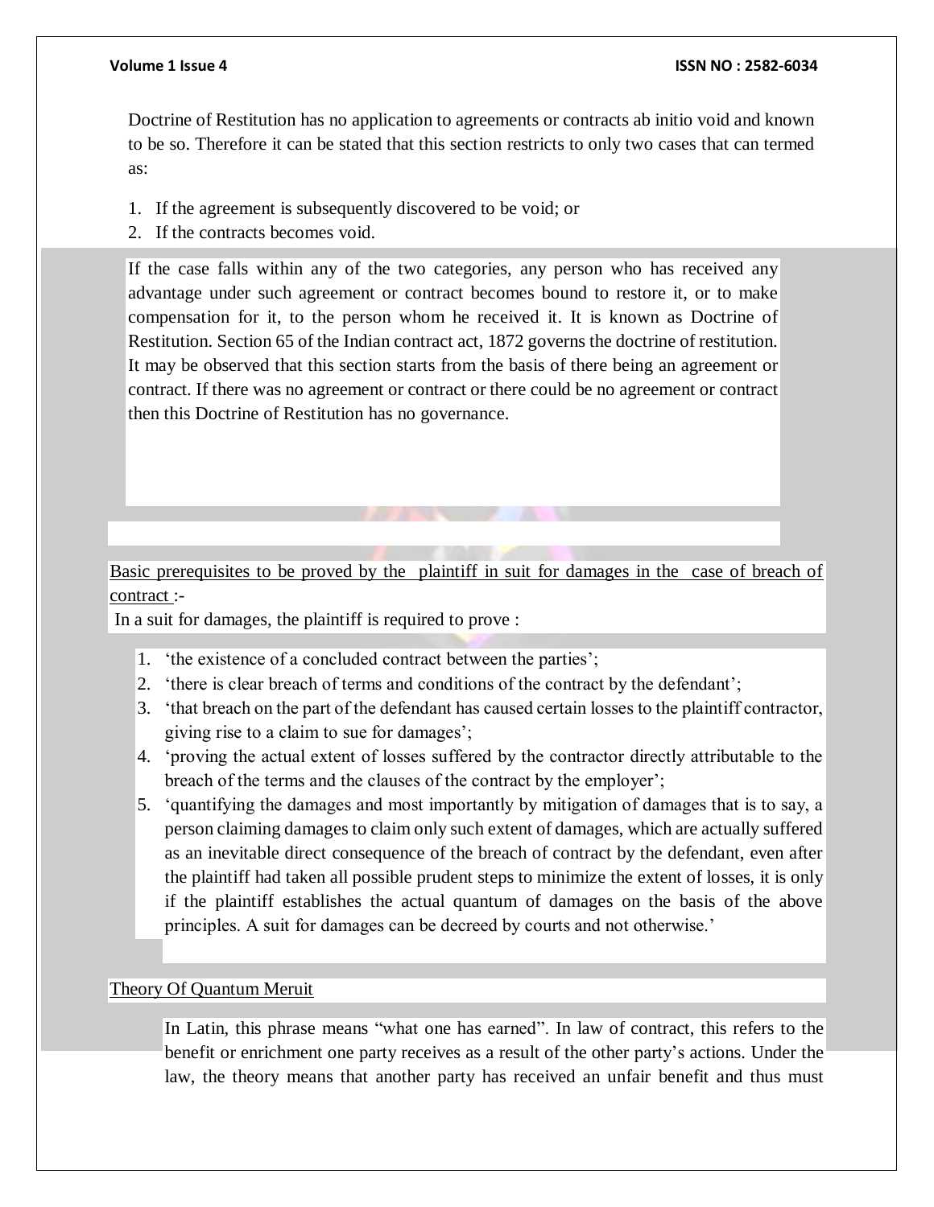Doctrine of Restitution has no application to agreements or contracts ab initio void and known to be so. Therefore it can be stated that this section restricts to only two cases that can termed as:

1. If the agreement is subsequently discovered to be void; or
2. If the contracts becomes void.

If the case falls within any of the two categories, any person who has received any advantage under such agreement or contract becomes bound to restore it, or to make compensation for it, to the person whom he received it. It is known as Doctrine of Restitution. Section 65 of the Indian contract act, 1872 governs the doctrine of restitution. It may be observed that this section starts from the basis of there being an agreement or contract. If there was no agreement or contract or there could be no agreement or contract then this Doctrine of Restitution has no governance.

<u>Basic prerequisites to be proved by the plaintiff in suit for damages in the case of breach of contract</u> :-

In a suit for damages, the plaintiff is required to prove :

1. 'the existence of a concluded contract between the parties';
2. 'there is clear breach of terms and conditions of the contract by the defendant';
3. 'that breach on the part of the defendant has caused certain losses to the plaintiff contractor, giving rise to a claim to sue for damages';
4. 'proving the actual extent of losses suffered by the contractor directly attributable to the breach of the terms and the clauses of the contract by the employer';
5. 'quantifying the damages and most importantly by mitigation of damages that is to say, a person claiming damages to claim only such extent of damages, which are actually suffered as an inevitable direct consequence of the breach of contract by the defendant, even after the plaintiff had taken all possible prudent steps to minimize the extent of losses, it is only if the plaintiff establishes the actual quantum of damages on the basis of the above principles. A suit for damages can be decreed by courts and not otherwise.'

<u>Theory Of Quantum Meruit</u>

In Latin, this phrase means "what one has earned". In law of contract, this refers to the benefit or enrichment one party receives as a result of the other party's actions. Under the law, the theory means that another party has received an unfair benefit and thus must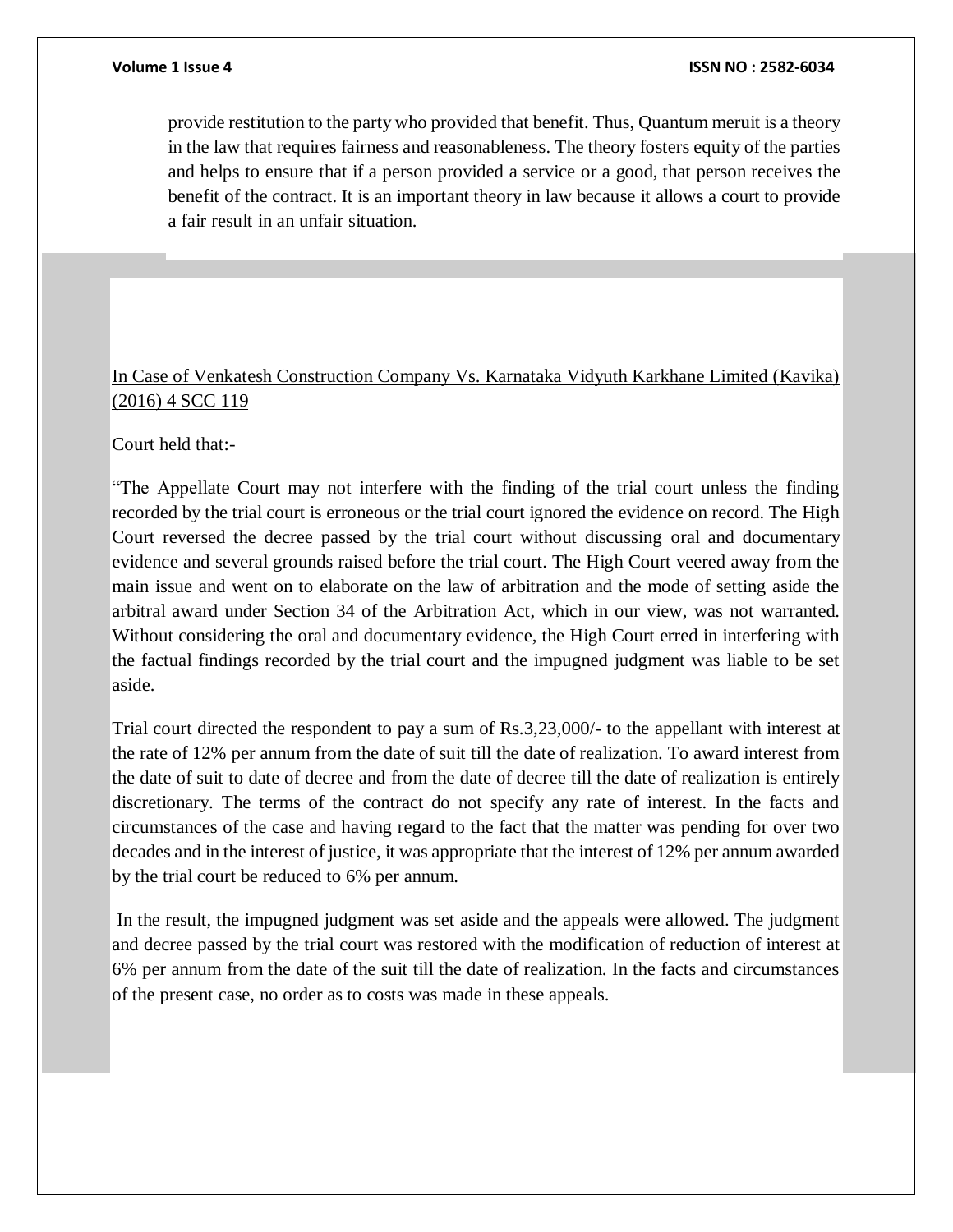provide restitution to the party who provided that benefit. Thus, Quantum meruit is a theory in the law that requires fairness and reasonableness. The theory fosters equity of the parties and helps to ensure that if a person provided a service or a good, that person receives the benefit of the contract. It is an important theory in law because it allows a court to provide a fair result in an unfair situation.

<u>In Case of Venkatesh Construction Company Vs. Karnataka Vidyuth Karkhane Limited (Kavika) (2016) 4 SCC 119</u>

Court held that:-

"The Appellate Court may not interfere with the finding of the trial court unless the finding recorded by the trial court is erroneous or the trial court ignored the evidence on record. The High Court reversed the decree passed by the trial court without discussing oral and documentary evidence and several grounds raised before the trial court. The High Court veered away from the main issue and went on to elaborate on the law of arbitration and the mode of setting aside the arbitral award under Section 34 of the Arbitration Act, which in our view, was not warranted. Without considering the oral and documentary evidence, the High Court erred in interfering with the factual findings recorded by the trial court and the impugned judgment was liable to be set aside.

Trial court directed the respondent to pay a sum of Rs.3,23,000/- to the appellant with interest at the rate of 12% per annum from the date of suit till the date of realization. To award interest from the date of suit to date of decree and from the date of decree till the date of realization is entirely discretionary. The terms of the contract do not specify any rate of interest. In the facts and circumstances of the case and having regard to the fact that the matter was pending for over two decades and in the interest of justice, it was appropriate that the interest of 12% per annum awarded by the trial court be reduced to 6% per annum.

In the result, the impugned judgment was set aside and the appeals were allowed. The judgment and decree passed by the trial court was restored with the modification of reduction of interest at 6% per annum from the date of the suit till the date of realization. In the facts and circumstances of the present case, no order as to costs was made in these appeals.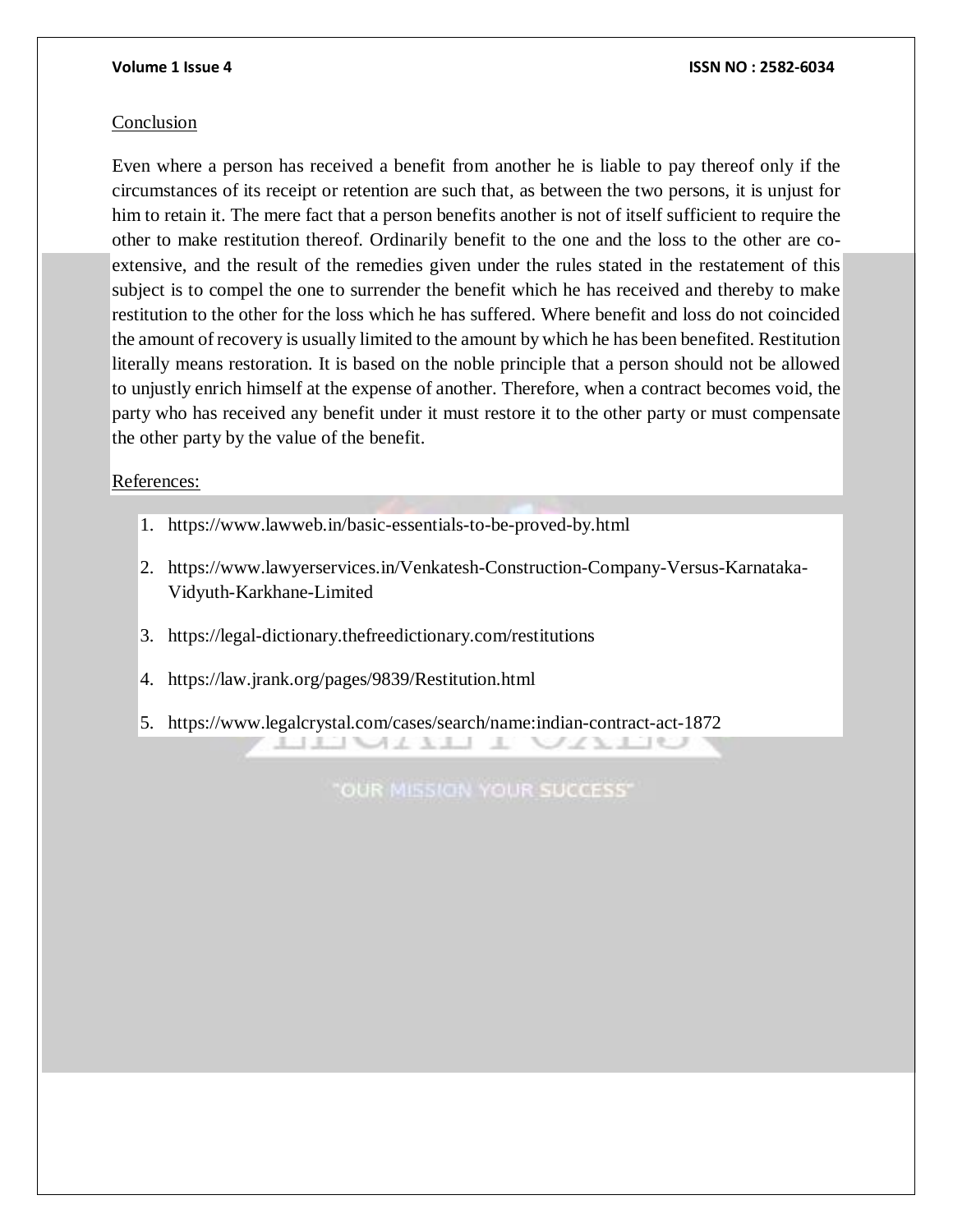## Conclusion

Even where a person has received a benefit from another he is liable to pay thereof only if the circumstances of its receipt or retention are such that, as between the two persons, it is unjust for him to retain it. The mere fact that a person benefits another is not of itself sufficient to require the other to make restitution thereof. Ordinarily benefit to the one and the loss to the other are co-extensive, and the result of the remedies given under the rules stated in the restatement of this subject is to compel the one to surrender the benefit which he has received and thereby to make restitution to the other for the loss which he has suffered. Where benefit and loss do not coincided the amount of recovery is usually limited to the amount by which he has been benefited. Restitution literally means restoration. It is based on the noble principle that a person should not be allowed to unjustly enrich himself at the expense of another. Therefore, when a contract becomes void, the party who has received any benefit under it must restore it to the other party or must compensate the other party by the value of the benefit.

## References:

1. https://www.lawweb.in/basic-essentials-to-be-proved-by.html
2. https://www.lawyerservices.in/Venkatesh-Construction-Company-Versus-Karnataka-Vidyuth-Karkhane-Limited
3. https://legal-dictionary.thefreedictionary.com/restitutions
4. https://law.jrank.org/pages/9839/Restitution.html
5. https://www.legalcrystal.com/cases/search/name:indian-contract-act-1872